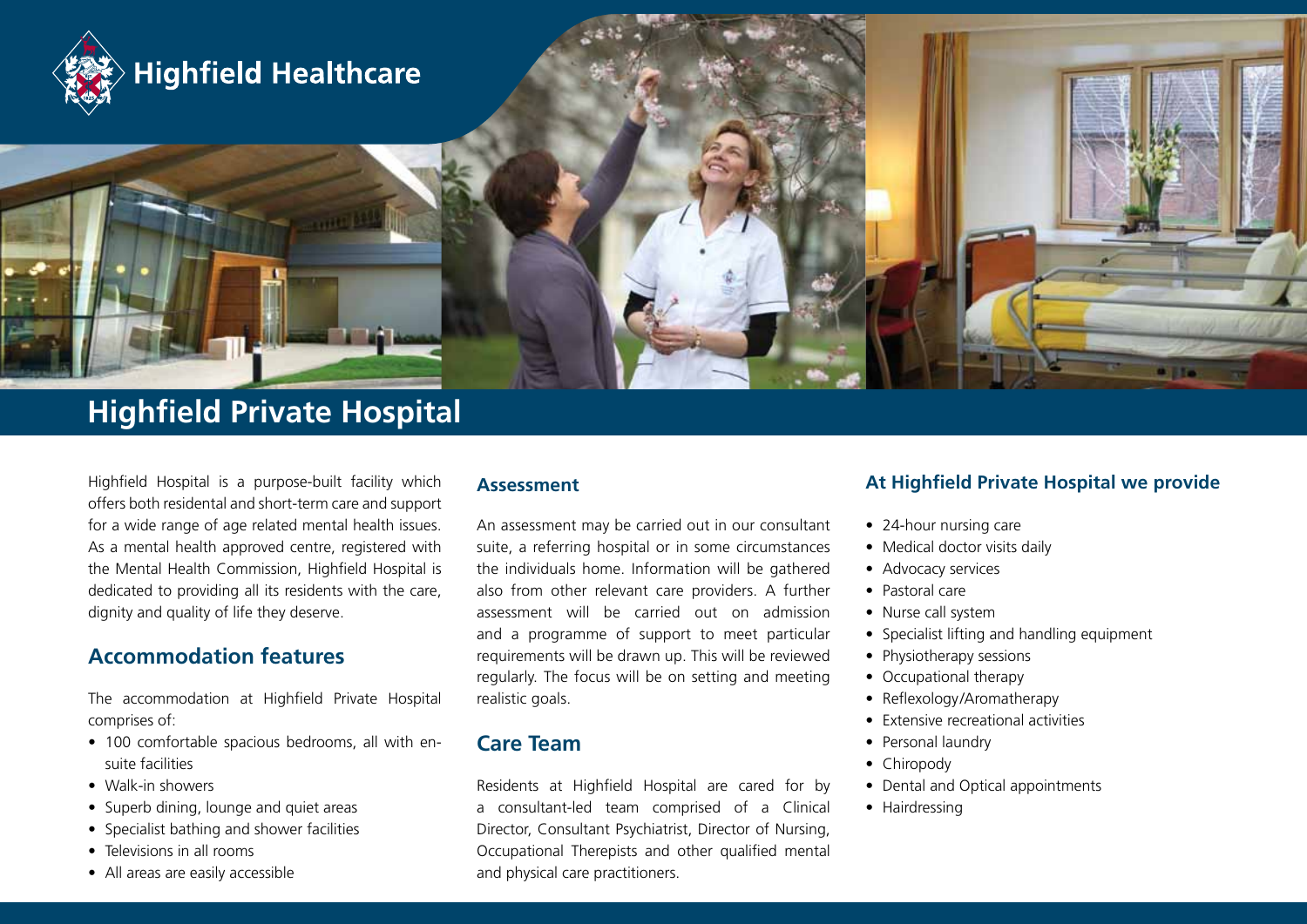Highfield Healthcare

# Highfield Private Hospital

Highfield Hospital is a purpose-built facility which offers both residental and short-term care and support for a wide range of age related mental health issues. As a mental health approved centre, registered with the Mental Health Commission, Highfield Hospital is dedicated to providing all its residents with the care, dignity and quality of life they deserve.

## Accommodation features

The accommodation at Highfield Private Hospital comprises of:

- 100 comfortable spacious bedrooms, all with en-suite facilities
- Walk-in showers
- Superb dining, lounge and quiet areas
- Specialist bathing and shower facilities
- Televisions in all rooms
- All areas are easily accessible

### Assessment

An assessment may be carried out in our consultant suite, a referring hospital or in some circumstances the individuals home. Information will be gathered also from other relevant care providers. A further assessment will be carried out on admission and a programme of support to meet particular requirements will be drawn up. This will be reviewed regularly. The focus will be on setting and meeting realistic goals.

## Care Team

Residents at Highfield Hospital are cared for by a consultant-led team comprised of a Clinical Director, Consultant Psychiatrist, Director of Nursing, Occupational Therepists and other qualified mental and physical care practitioners.

### At Highfield Private Hospital we provide

- 24-hour nursing care
- Medical doctor visits daily
- Advocacy services
- Pastoral care
- Nurse call system
- Specialist lifting and handling equipment
- Physiotherapy sessions
- Occupational therapy
- Reflexology/Aromatherapy
- Extensive recreational activities
- Personal laundry
- Chiropody
- Dental and Optical appointments
- Hairdressing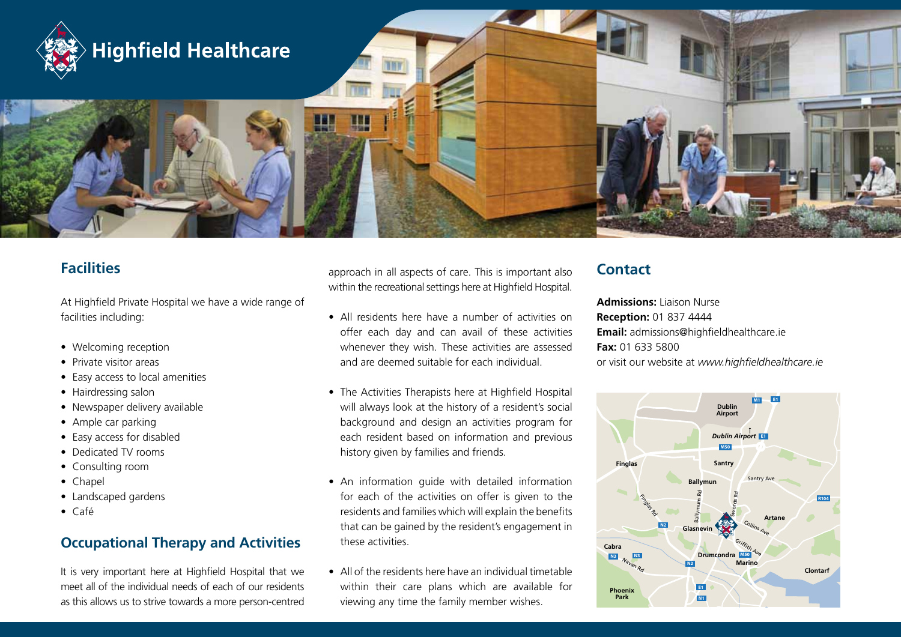# Highfield Healthcare

## Facilities

At Highfield Private Hospital we have a wide range of facilities including:

- Welcoming reception
- Private visitor areas
- Easy access to local amenities
- Hairdressing salon
- Newspaper delivery available
- Ample car parking
- Easy access for disabled
- Dedicated TV rooms
- Consulting room
- Chapel
- Landscaped gardens
- Café

## Occupational Therapy and Activities

It is very important here at Highfield Hospital that we meet all of the individual needs of each of our residents as this allows us to strive towards a more person-centred approach in all aspects of care. This is important also within the recreational settings here at Highfield Hospital.

- All residents here have a number of activities on offer each day and can avail of these activities whenever they wish. These activities are assessed and are deemed suitable for each individual.
- The Activities Therapists here at Highfield Hospital will always look at the history of a resident's social background and design an activities program for each resident based on information and previous history given by families and friends.
- An information guide with detailed information for each of the activities on offer is given to the residents and families which will explain the benefits that can be gained by the resident's engagement in these activities.
- All of the residents here have an individual timetable within their care plans which are available for viewing any time the family member wishes.

## Contact

**Admissions:** Liaison Nurse
**Reception:** 01 837 4444
**Email:** admissions@highfieldhealthcare.ie
**Fax:** 01 633 5800
or visit our website at *www.highfieldhealthcare.ie*

Dublin Airport
Dublin Airport
M1
E1
M50
Finglas
Santry
Ballymun
Santry Ave
R104
Finglas Rd
Ballymun Rd
Swords Rd
Artane
Collins Ave
N2
Glasnevin
Griffith Ave
Cabra
N3
N3
Navan Rd
N2
Drumcondra
M50
Marino
Clontarf
E1
N1
Phoenix Park